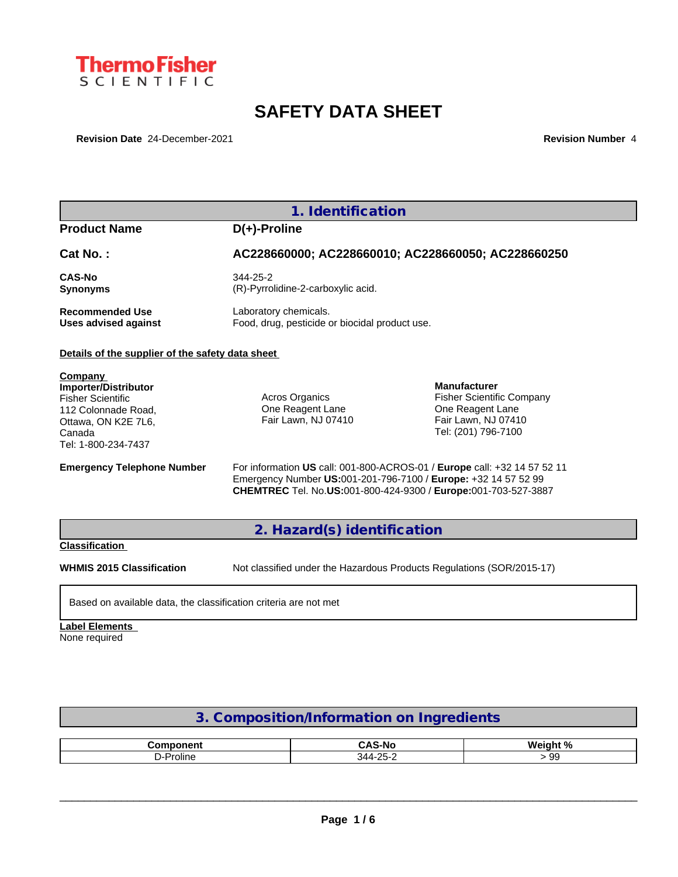ThermoFisher SCIENTIFIC

# SAFETY DATA SHEET

**Revision Date** 24-December-2021 **Revision Number** 4

## 1. Identification

**Product Name** **D(+)-Proline**

**Cat No. :** **AC228660000; AC228660010; AC228660050; AC228660250**

**CAS-No** 344-25-2
**Synonyms** (R)-Pyrrolidine-2-carboxylic acid.

**Recommended Use** Laboratory chemicals.
**Uses advised against** Food, drug, pesticide or biocidal product use.

**Details of the supplier of the safety data sheet**

**Company**
**Importer/Distributor**
Fisher Scientific
112 Colonnade Road,
Ottawa, ON K2E 7L6,
Canada
Tel: 1-800-234-7437

Acros Organics
One Reagent Lane
Fair Lawn, NJ 07410

**Manufacturer**
Fisher Scientific Company
One Reagent Lane
Fair Lawn, NJ 07410
Tel: (201) 796-7100

**Emergency Telephone Number** For information **US** call: 001-800-ACROS-01 / **Europe** call: +32 14 57 52 11
Emergency Number **US:**001-201-796-7100 / **Europe:** +32 14 57 52 99
**CHEMTREC** Tel. No.**US:**001-800-424-9300 / **Europe:**001-703-527-3887

## 2. Hazard(s) identification

**Classification**

**WHMIS 2015 Classification** Not classified under the Hazardous Products Regulations (SOR/2015-17)

Based on available data, the classification criteria are not met

**Label Elements**
None required

## 3. Composition/Information on Ingredients

| Component | CAS-No | Weight % |
|---|---|---|
| D-Proline | 344-25-2 | > 99 |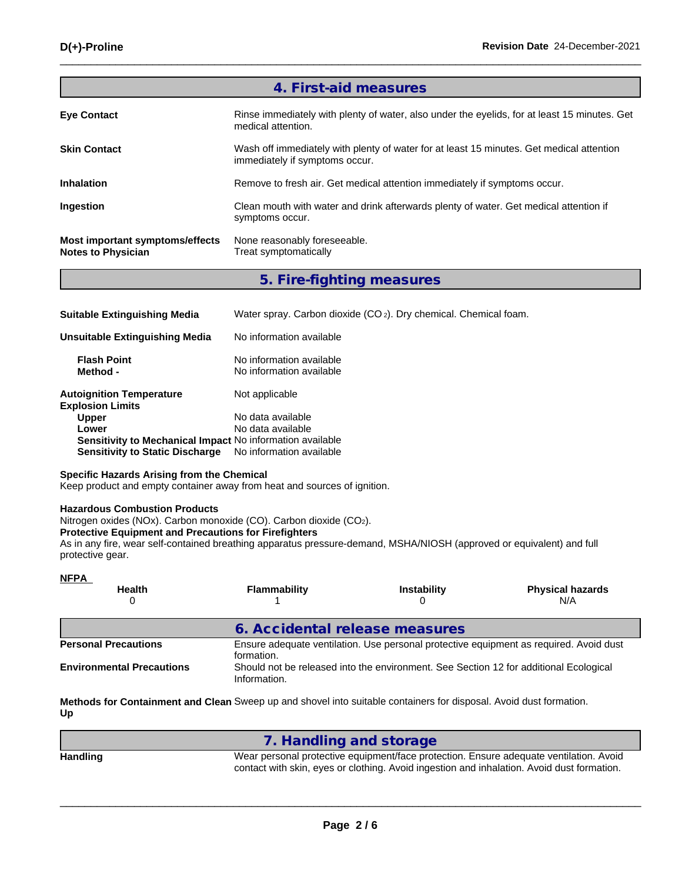## 4. First-aid measures

| | |
|---|---|
| **Eye Contact** | Rinse immediately with plenty of water, also under the eyelids, for at least 15 minutes. Get medical attention. |
| **Skin Contact** | Wash off immediately with plenty of water for at least 15 minutes. Get medical attention immediately if symptoms occur. |
| **Inhalation** | Remove to fresh air. Get medical attention immediately if symptoms occur. |
| **Ingestion** | Clean mouth with water and drink afterwards plenty of water. Get medical attention if symptoms occur. |
| **Most important symptoms/effects** | None reasonably foreseeable. |
| **Notes to Physician** | Treat symptomatically |

## 5. Fire-fighting measures

| | |
|---|---|
| **Suitable Extinguishing Media** | Water spray. Carbon dioxide ($CO_2$). Dry chemical. Chemical foam. |
| **Unsuitable Extinguishing Media** | No information available |
| **Flash Point** | No information available |
| **Method -** | No information available |
| **Autoignition Temperature** | Not applicable |
| **Explosion Limits** | |
| **Upper** | No data available |
| **Lower** | No data available |
| **Sensitivity to Mechanical Impact** | No information available |
| **Sensitivity to Static Discharge** | No information available |

**Specific Hazards Arising from the Chemical**
Keep product and empty container away from heat and sources of ignition.

**Hazardous Combustion Products**
Nitrogen oxides (NOx). Carbon monoxide (CO). Carbon dioxide ($CO_2$).

**Protective Equipment and Precautions for Firefighters**
As in any fire, wear self-contained breathing apparatus pressure-demand, MSHA/NIOSH (approved or equivalent) and full protective gear.

**NFPA**

| Health | Flammability | Instability | Physical hazards |
|---|---|---|---|
| 0 | 1 | 0 | N/A |

## 6. Accidental release measures

| | |
|---|---|
| **Personal Precautions** | Ensure adequate ventilation. Use personal protective equipment as required. Avoid dust formation. |
| **Environmental Precautions** | Should not be released into the environment. See Section 12 for additional Ecological Information. |
| **Methods for Containment and Clean Up** | Sweep up and shovel into suitable containers for disposal. Avoid dust formation. |

## 7. Handling and storage

| | |
|---|---|
| **Handling** | Wear personal protective equipment/face protection. Ensure adequate ventilation. Avoid contact with skin, eyes or clothing. Avoid ingestion and inhalation. Avoid dust formation. |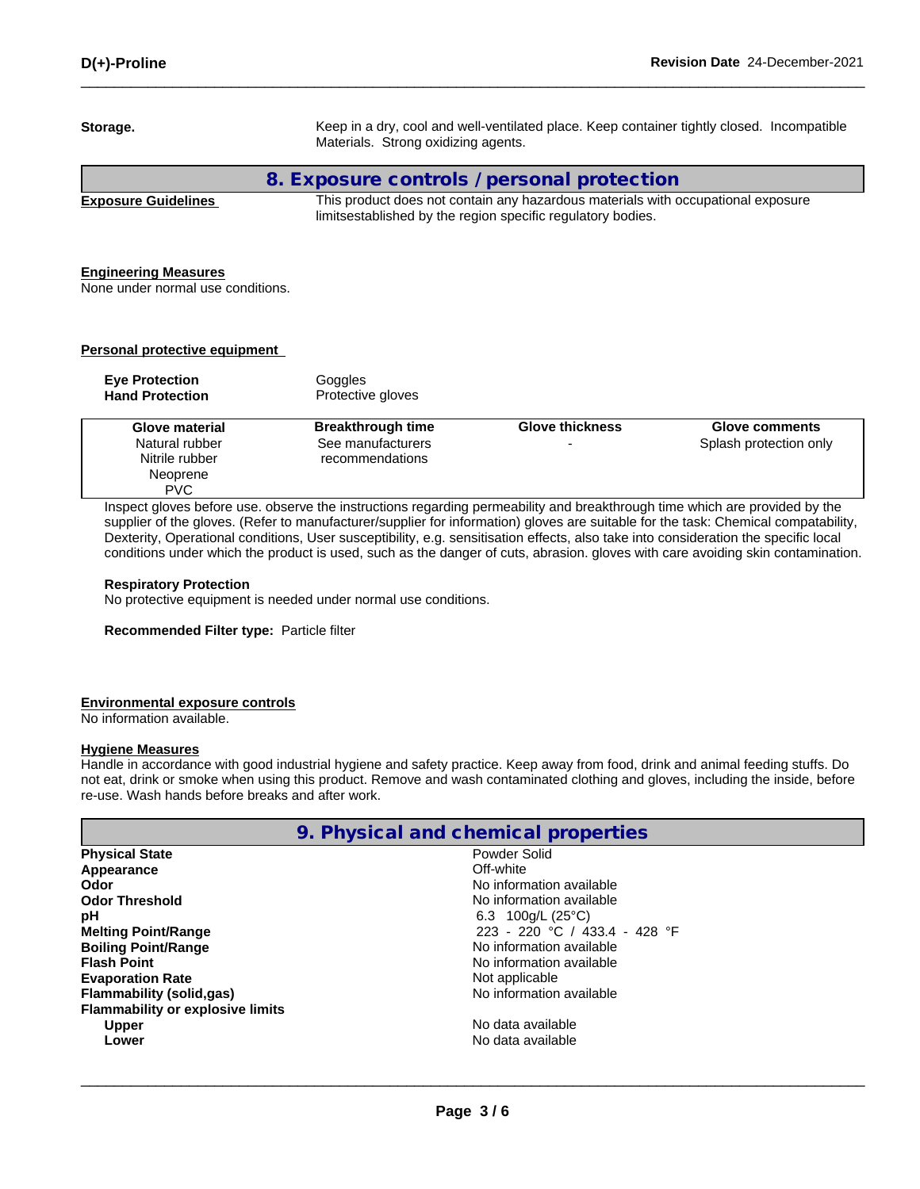**Storage.** Keep in a dry, cool and well-ventilated place. Keep container tightly closed. Incompatible Materials. Strong oxidizing agents.

## 8. Exposure controls / personal protection

**Exposure Guidelines** This product does not contain any hazardous materials with occupational exposure limitsestablished by the region specific regulatory bodies.

**Engineering Measures**
None under normal use conditions.

**Personal protective equipment**

**Eye Protection** Goggles
**Hand Protection** Protective gloves

| Glove material | Breakthrough time | Glove thickness | Glove comments |
|---|---|---|---|
| Natural rubber<br>Nitrile rubber<br>Neoprene<br>PVC | See manufacturers recommendations | - | Splash protection only |

Inspect gloves before use. observe the instructions regarding permeability and breakthrough time which are provided by the supplier of the gloves. (Refer to manufacturer/supplier for information) gloves are suitable for the task: Chemical compatability, Dexterity, Operational conditions, User susceptibility, e.g. sensitisation effects, also take into consideration the specific local conditions under which the product is used, such as the danger of cuts, abrasion. gloves with care avoiding skin contamination.

**Respiratory Protection**
No protective equipment is needed under normal use conditions.

**Recommended Filter type:** Particle filter

**Environmental exposure controls**
No information available.

**Hygiene Measures**
Handle in accordance with good industrial hygiene and safety practice. Keep away from food, drink and animal feeding stuffs. Do not eat, drink or smoke when using this product. Remove and wash contaminated clothing and gloves, including the inside, before re-use. Wash hands before breaks and after work.

## 9. Physical and chemical properties

| Property | Value |
|---|---|
| **Physical State** | Powder Solid |
| **Appearance** | Off-white |
| **Odor** | No information available |
| **Odor Threshold** | No information available |
| **pH** | 6.3 100g/L (25°C) |
| **Melting Point/Range** | 223 - 220 °C / 433.4 - 428 °F |
| **Boiling Point/Range** | No information available |
| **Flash Point** | No information available |
| **Evaporation Rate** | Not applicable |
| **Flammability (solid,gas)** | No information available |
| **Flammability or explosive limits** | |
| Upper | No data available |
| Lower | No data available |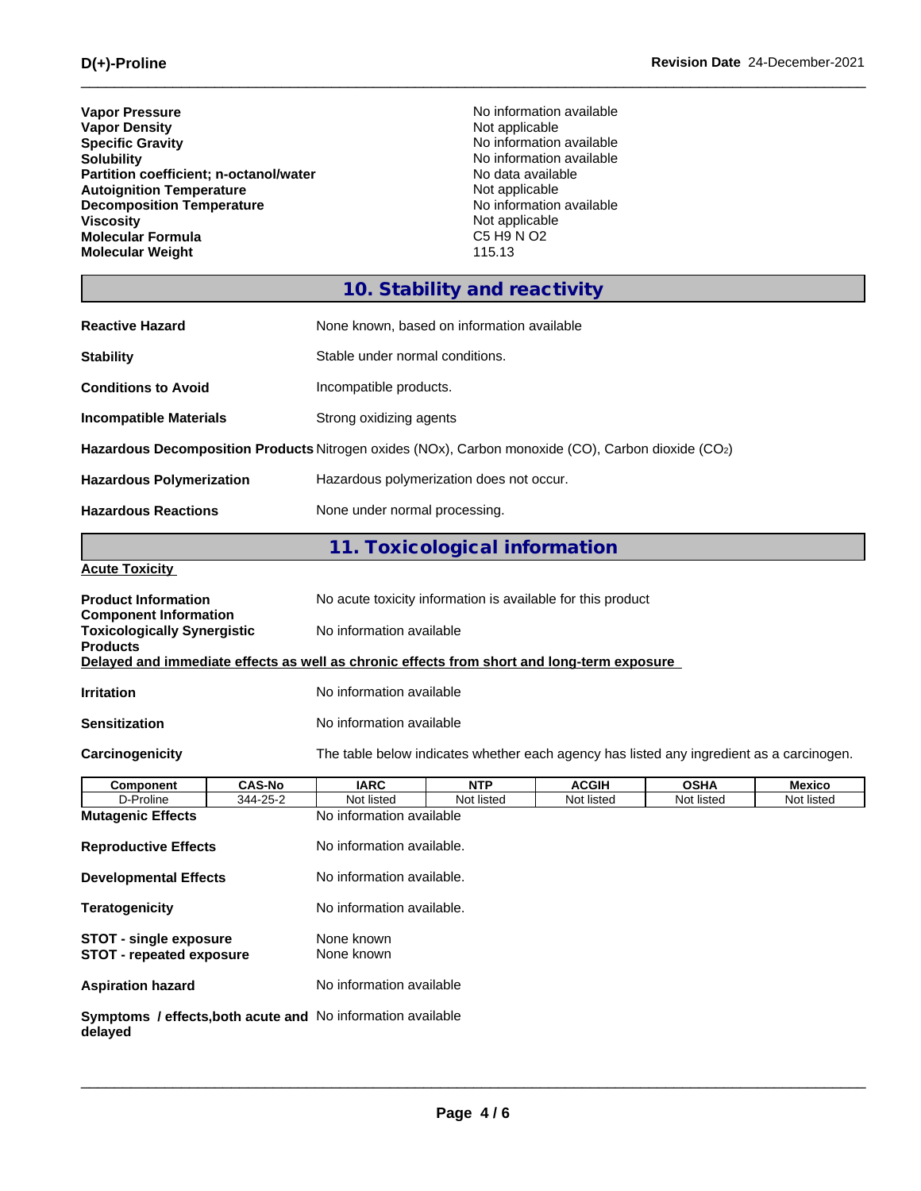| | |
|---|---|
| **Vapor Pressure** | No information available |
| **Vapor Density** | Not applicable |
| **Specific Gravity** | No information available |
| **Solubility** | No information available |
| **Partition coefficient; n-octanol/water** | No data available |
| **Autoignition Temperature** | Not applicable |
| **Decomposition Temperature** | No information available |
| **Viscosity** | Not applicable |
| **Molecular Formula** | C5 H9 N O2 |
| **Molecular Weight** | 115.13 |

## 10. Stability and reactivity

**Reactive Hazard** None known, based on information available

**Stability** Stable under normal conditions.

**Conditions to Avoid** Incompatible products.

**Incompatible Materials** Strong oxidizing agents

**Hazardous Decomposition Products** Nitrogen oxides (NOx), Carbon monoxide (CO), Carbon dioxide ($CO_2$)

**Hazardous Polymerization** Hazardous polymerization does not occur.

**Hazardous Reactions** None under normal processing.

## 11. Toxicological information

**Acute Toxicity**

**Product Information** No acute toxicity information is available for this product

**Component Information**

**Toxicologically Synergistic Products** No information available

**Delayed and immediate effects as well as chronic effects from short and long-term exposure**

**Irritation** No information available

**Sensitization** No information available

**Carcinogenicity** The table below indicates whether each agency has listed any ingredient as a carcinogen.

| Component | CAS-No | IARC | NTP | ACGIH | OSHA | Mexico |
|---|---|---|---|---|---|---|
| D-Proline | 344-25-2 | Not listed | Not listed | Not listed | Not listed | Not listed |

**Mutagenic Effects** No information available

**Reproductive Effects** No information available.

**Developmental Effects** No information available.

**Teratogenicity** No information available.

**STOT - single exposure** None known

**STOT - repeated exposure** None known

**Aspiration hazard** No information available

**Symptoms / effects,both acute and delayed** No information available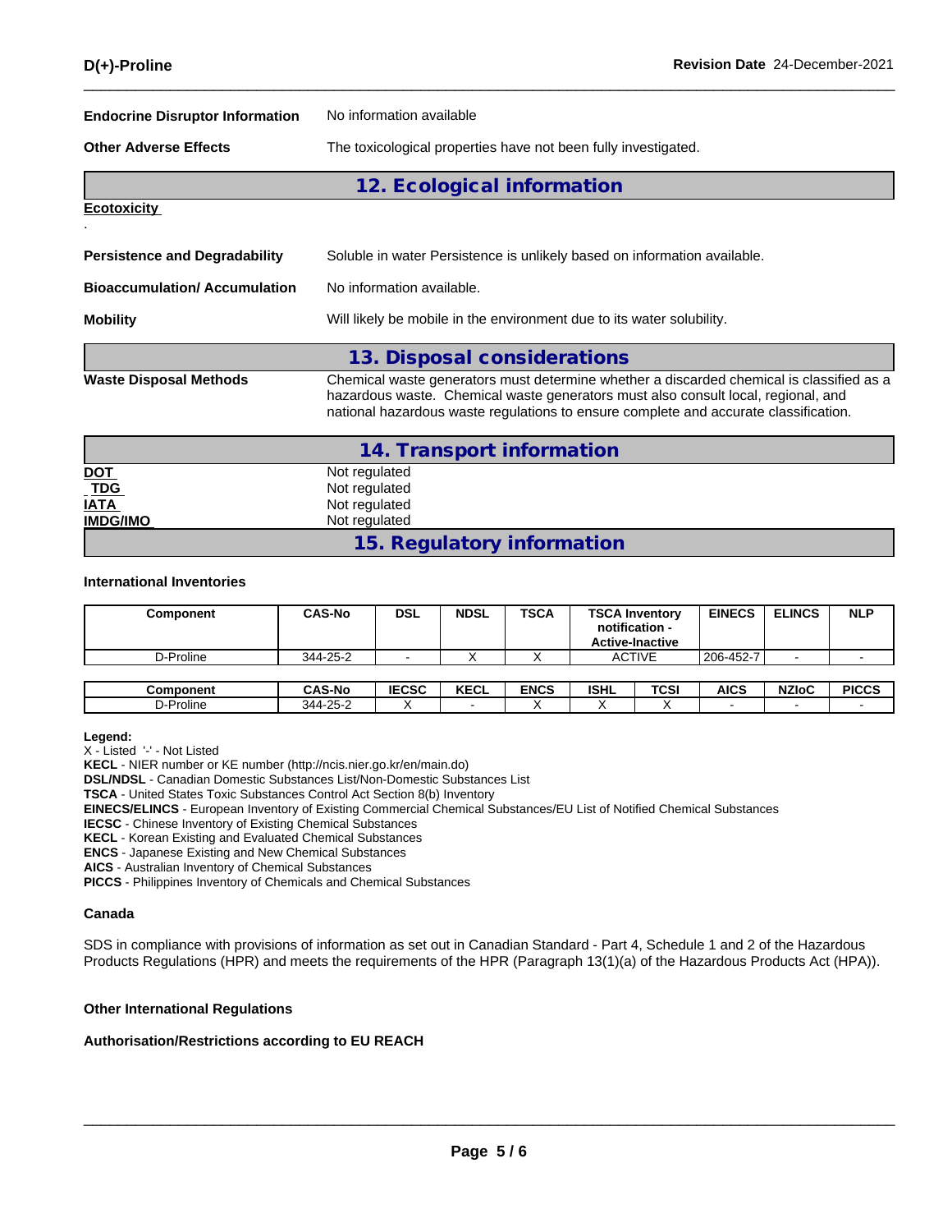**Endocrine Disruptor Information** No information available

**Other Adverse Effects** The toxicological properties have not been fully investigated.

## 12. Ecological information

**Ecotoxicity**

.

**Persistence and Degradability** Soluble in water Persistence is unlikely based on information available.

**Bioaccumulation/ Accumulation** No information available.

**Mobility** Will likely be mobile in the environment due to its water solubility.

## 13. Disposal considerations

**Waste Disposal Methods** Chemical waste generators must determine whether a discarded chemical is classified as a hazardous waste. Chemical waste generators must also consult local, regional, and national hazardous waste regulations to ensure complete and accurate classification.

## 14. Transport information

| | |
|---|---|
| **DOT** | Not regulated |
| **TDG** | Not regulated |
| **IATA** | Not regulated |
| **IMDG/IMO** | Not regulated |

## 15. Regulatory information

**International Inventories**

| Component | CAS-No | DSL | NDSL | TSCA | TSCA Inventory notification - Active-Inactive | EINECS | ELINCS | NLP |
|---|---|---|---|---|---|---|---|---|
| D-Proline | 344-25-2 | - | X | X | ACTIVE | 206-452-7 | - | - |

| Component | CAS-No | IECSC | KECL | ENCS | ISHL | TCSI | AICS | NZIoC | PICCS |
|---|---|---|---|---|---|---|---|---|---|
| D-Proline | 344-25-2 | X | - | X | X | X | - | - | - |

**Legend:**

X - Listed '-' - Not Listed

**KECL** - NIER number or KE number (http://ncis.nier.go.kr/en/main.do)

**DSL/NDSL** - Canadian Domestic Substances List/Non-Domestic Substances List

**TSCA** - United States Toxic Substances Control Act Section 8(b) Inventory

**EINECS/ELINCS** - European Inventory of Existing Commercial Chemical Substances/EU List of Notified Chemical Substances

**IECSC** - Chinese Inventory of Existing Chemical Substances

**KECL** - Korean Existing and Evaluated Chemical Substances

**ENCS** - Japanese Existing and New Chemical Substances

**AICS** - Australian Inventory of Chemical Substances

**PICCS** - Philippines Inventory of Chemicals and Chemical Substances

**Canada**

SDS in compliance with provisions of information as set out in Canadian Standard - Part 4, Schedule 1 and 2 of the Hazardous Products Regulations (HPR) and meets the requirements of the HPR (Paragraph 13(1)(a) of the Hazardous Products Act (HPA)).

**Other International Regulations**

**Authorisation/Restrictions according to EU REACH**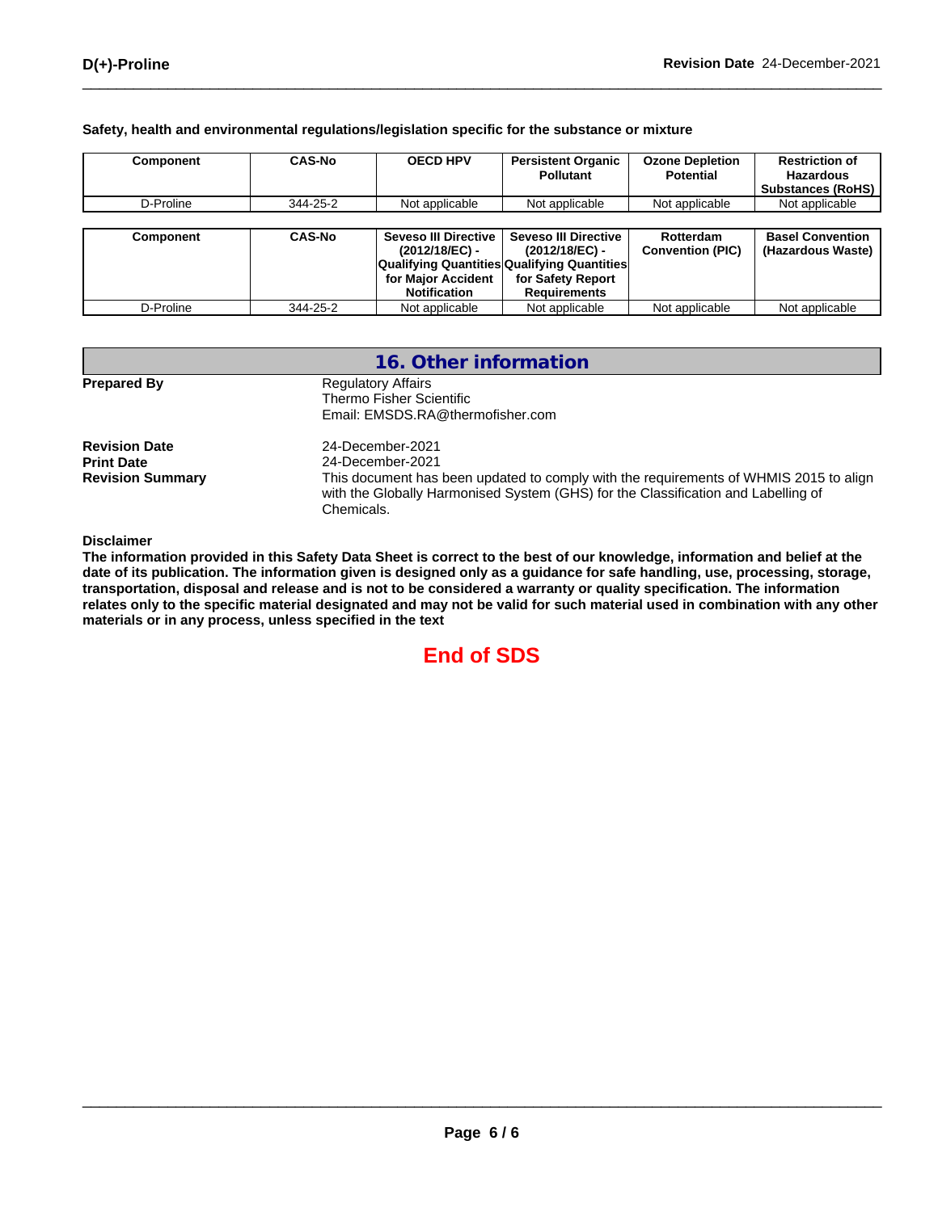**Safety, health and environmental regulations/legislation specific for the substance or mixture**

| Component | CAS-No | OECD HPV | Persistent Organic Pollutant | Ozone Depletion Potential | Restriction of Hazardous Substances (RoHS) |
|---|---|---|---|---|---|
| D-Proline | 344-25-2 | Not applicable | Not applicable | Not applicable | Not applicable |

| Component | CAS-No | Seveso III Directive (2012/18/EC) - Qualifying Quantities for Major Accident Notification | Seveso III Directive (2012/18/EC) - Qualifying Quantities for Safety Report Requirements | Rotterdam Convention (PIC) | Basel Convention (Hazardous Waste) |
|---|---|---|---|---|---|
| D-Proline | 344-25-2 | Not applicable | Not applicable | Not applicable | Not applicable |

## 16. Other information

**Prepared By**
Regulatory Affairs
Thermo Fisher Scientific
Email: EMSDS.RA@thermofisher.com

**Revision Date** 24-December-2021
**Print Date** 24-December-2021
**Revision Summary** This document has been updated to comply with the requirements of WHMIS 2015 to align with the Globally Harmonised System (GHS) for the Classification and Labelling of Chemicals.

**Disclaimer**
**The information provided in this Safety Data Sheet is correct to the best of our knowledge, information and belief at the date of its publication. The information given is designed only as a guidance for safe handling, use, processing, storage, transportation, disposal and release and is not to be considered a warranty or quality specification. The information relates only to the specific material designated and may not be valid for such material used in combination with any other materials or in any process, unless specified in the text**

**End of SDS**